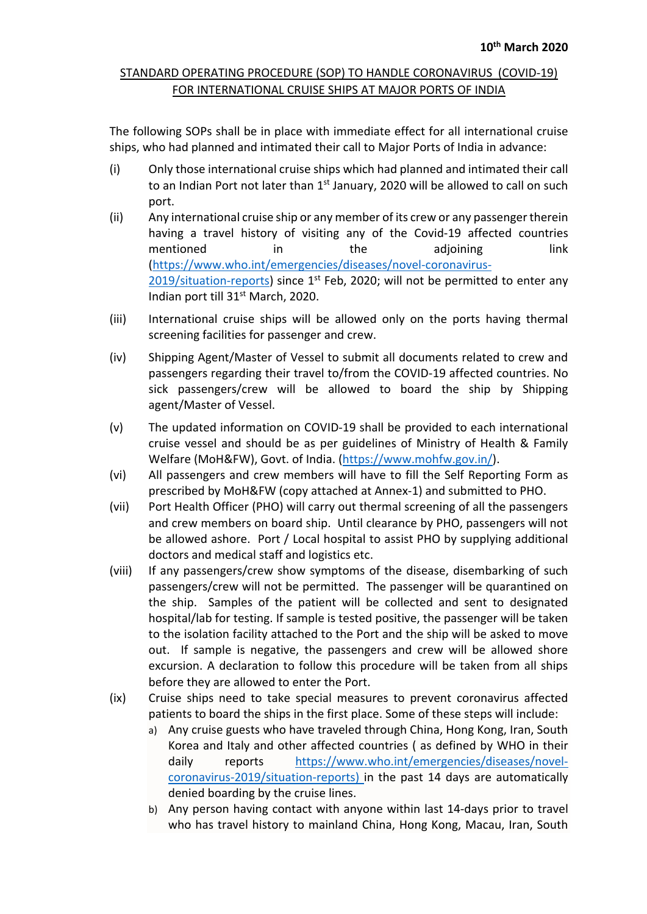**10th March 2020**

## STANDARD OPERATING PROCEDURE (SOP) TO HANDLE CORONAVIRUS (COVID-19) FOR INTERNATIONAL CRUISE SHIPS AT MAJOR PORTS OF INDIA

The following SOPs shall be in place with immediate effect for all international cruise ships, who had planned and intimated their call to Major Ports of India in advance:

(i) Only those international cruise ships which had planned and intimated their call to an Indian Port not later than 1st January, 2020 will be allowed to call on such port.

(ii) Any international cruise ship or any member of its crew or any passenger therein having a travel history of visiting any of the Covid-19 affected countries mentioned in the adjoining link (https://www.who.int/emergencies/diseases/novel-coronavirus-2019/situation-reports) since 1st Feb, 2020; will not be permitted to enter any Indian port till 31st March, 2020.

(iii) International cruise ships will be allowed only on the ports having thermal screening facilities for passenger and crew.

(iv) Shipping Agent/Master of Vessel to submit all documents related to crew and passengers regarding their travel to/from the COVID-19 affected countries. No sick passengers/crew will be allowed to board the ship by Shipping agent/Master of Vessel.

(v) The updated information on COVID-19 shall be provided to each international cruise vessel and should be as per guidelines of Ministry of Health & Family Welfare (MoH&FW), Govt. of India. (https://www.mohfw.gov.in/).

(vi) All passengers and crew members will have to fill the Self Reporting Form as prescribed by MoH&FW (copy attached at Annex-1) and submitted to PHO.

(vii) Port Health Officer (PHO) will carry out thermal screening of all the passengers and crew members on board ship. Until clearance by PHO, passengers will not be allowed ashore. Port / Local hospital to assist PHO by supplying additional doctors and medical staff and logistics etc.

(viii) If any passengers/crew show symptoms of the disease, disembarking of such passengers/crew will not be permitted. The passenger will be quarantined on the ship. Samples of the patient will be collected and sent to designated hospital/lab for testing. If sample is tested positive, the passenger will be taken to the isolation facility attached to the Port and the ship will be asked to move out. If sample is negative, the passengers and crew will be allowed shore excursion. A declaration to follow this procedure will be taken from all ships before they are allowed to enter the Port.

(ix) Cruise ships need to take special measures to prevent coronavirus affected patients to board the ships in the first place. Some of these steps will include:

   a) Any cruise guests who have traveled through China, Hong Kong, Iran, South Korea and Italy and other affected countries ( as defined by WHO in their daily reports https://www.who.int/emergencies/diseases/novel-coronavirus-2019/situation-reports) in the past 14 days are automatically denied boarding by the cruise lines.

   b) Any person having contact with anyone within last 14-days prior to travel who has travel history to mainland China, Hong Kong, Macau, Iran, South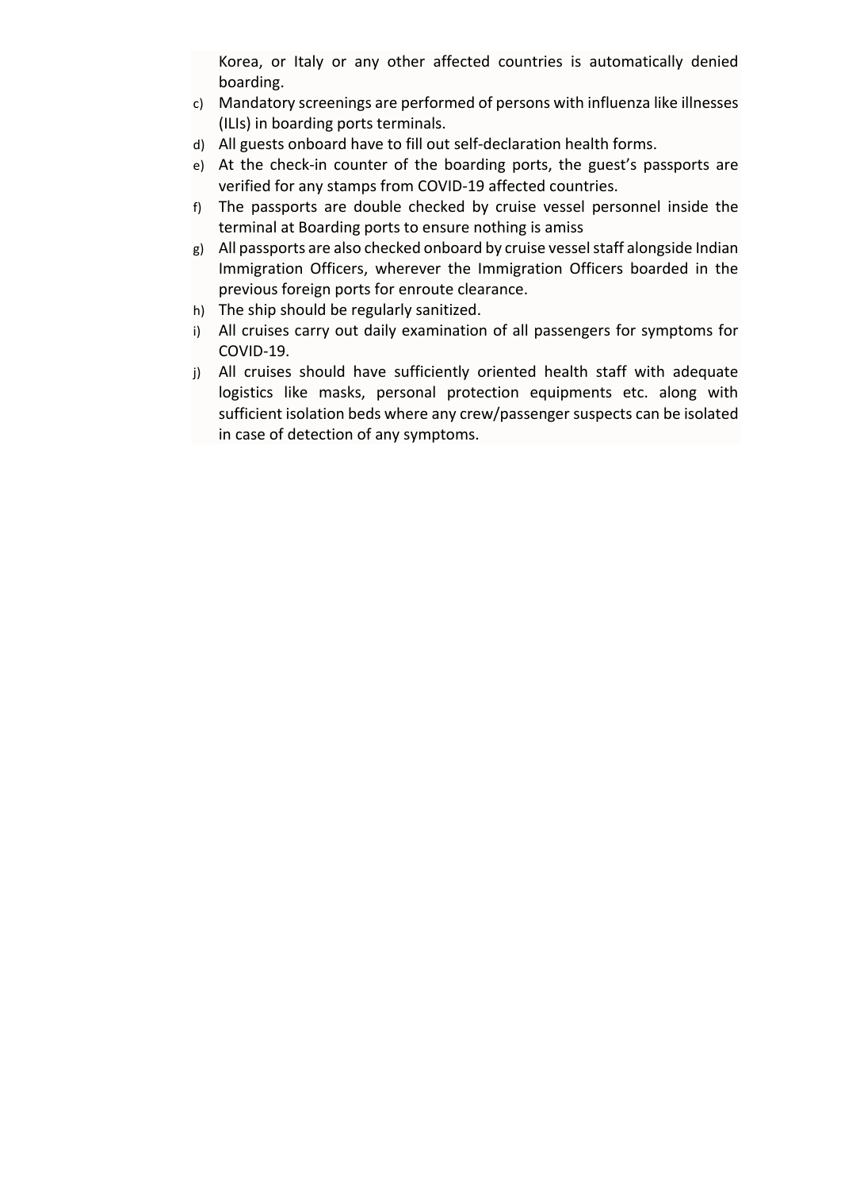Korea, or Italy or any other affected countries is automatically denied boarding.

c) Mandatory screenings are performed of persons with influenza like illnesses (ILIs) in boarding ports terminals.
d) All guests onboard have to fill out self-declaration health forms.
e) At the check-in counter of the boarding ports, the guest's passports are verified for any stamps from COVID-19 affected countries.
f) The passports are double checked by cruise vessel personnel inside the terminal at Boarding ports to ensure nothing is amiss
g) All passports are also checked onboard by cruise vessel staff alongside Indian Immigration Officers, wherever the Immigration Officers boarded in the previous foreign ports for enroute clearance.
h) The ship should be regularly sanitized.
i) All cruises carry out daily examination of all passengers for symptoms for COVID-19.
j) All cruises should have sufficiently oriented health staff with adequate logistics like masks, personal protection equipments etc. along with sufficient isolation beds where any crew/passenger suspects can be isolated in case of detection of any symptoms.